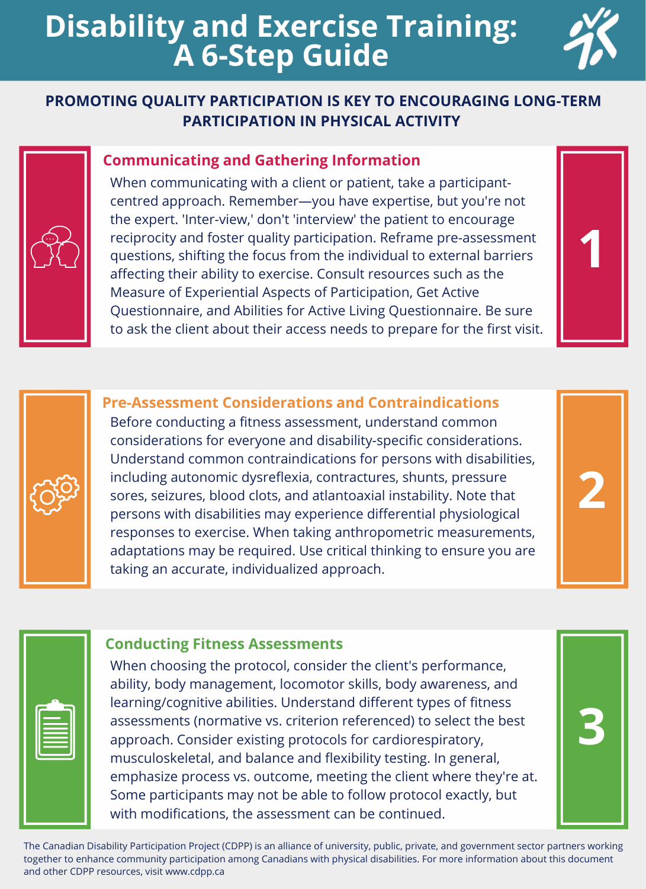# Disability and Exercise Training: A 6-Step Guide

**PROMOTING QUALITY PARTICIPATION IS KEY TO ENCOURAGING LONG-TERM PARTICIPATION IN PHYSICAL ACTIVITY**

## 1. Communicating and Gathering Information

When communicating with a client or patient, take a participant-centred approach. Remember—you have expertise, but you're not the expert. 'Inter-view,' don't 'interview' the patient to encourage reciprocity and foster quality participation. Reframe pre-assessment questions, shifting the focus from the individual to external barriers affecting their ability to exercise. Consult resources such as the Measure of Experiential Aspects of Participation, Get Active Questionnaire, and Abilities for Active Living Questionnaire. Be sure to ask the client about their access needs to prepare for the first visit.

## 2. Pre-Assessment Considerations and Contraindications

Before conducting a fitness assessment, understand common considerations for everyone and disability-specific considerations. Understand common contraindications for persons with disabilities, including autonomic dysreflexia, contractures, shunts, pressure sores, seizures, blood clots, and atlantoaxial instability. Note that persons with disabilities may experience differential physiological responses to exercise. When taking anthropometric measurements, adaptations may be required. Use critical thinking to ensure you are taking an accurate, individualized approach.

## 3. Conducting Fitness Assessments

When choosing the protocol, consider the client's performance, ability, body management, locomotor skills, body awareness, and learning/cognitive abilities. Understand different types of fitness assessments (normative vs. criterion referenced) to select the best approach. Consider existing protocols for cardiorespiratory, musculoskeletal, and balance and flexibility testing. In general, emphasize process vs. outcome, meeting the client where they're at. Some participants may not be able to follow protocol exactly, but with modifications, the assessment can be continued.

The Canadian Disability Participation Project (CDPP) is an alliance of university, public, private, and government sector partners working together to enhance community participation among Canadians with physical disabilities. For more information about this document and other CDPP resources, visit www.cdpp.ca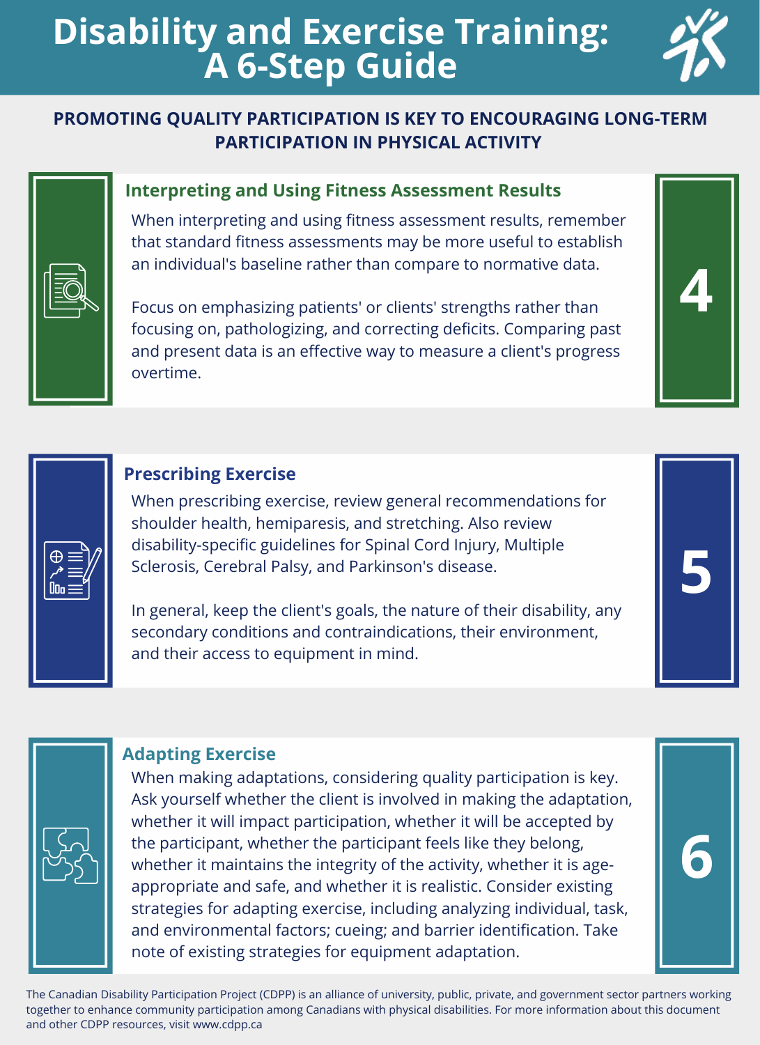# Disability and Exercise Training: A 6-Step Guide

**PROMOTING QUALITY PARTICIPATION IS KEY TO ENCOURAGING LONG-TERM PARTICIPATION IN PHYSICAL ACTIVITY**

## 4 Interpreting and Using Fitness Assessment Results

When interpreting and using fitness assessment results, remember that standard fitness assessments may be more useful to establish an individual's baseline rather than compare to normative data.

Focus on emphasizing patients' or clients' strengths rather than focusing on, pathologizing, and correcting deficits. Comparing past and present data is an effective way to measure a client's progress overtime.

## 5 Prescribing Exercise

When prescribing exercise, review general recommendations for shoulder health, hemiparesis, and stretching. Also review disability-specific guidelines for Spinal Cord Injury, Multiple Sclerosis, Cerebral Palsy, and Parkinson's disease.

In general, keep the client's goals, the nature of their disability, any secondary conditions and contraindications, their environment, and their access to equipment in mind.

## 6 Adapting Exercise

When making adaptations, considering quality participation is key. Ask yourself whether the client is involved in making the adaptation, whether it will impact participation, whether it will be accepted by the participant, whether the participant feels like they belong, whether it maintains the integrity of the activity, whether it is age-appropriate and safe, and whether it is realistic. Consider existing strategies for adapting exercise, including analyzing individual, task, and environmental factors; cueing; and barrier identification. Take note of existing strategies for equipment adaptation.

The Canadian Disability Participation Project (CDPP) is an alliance of university, public, private, and government sector partners working together to enhance community participation among Canadians with physical disabilities. For more information about this document and other CDPP resources, visit www.cdpp.ca